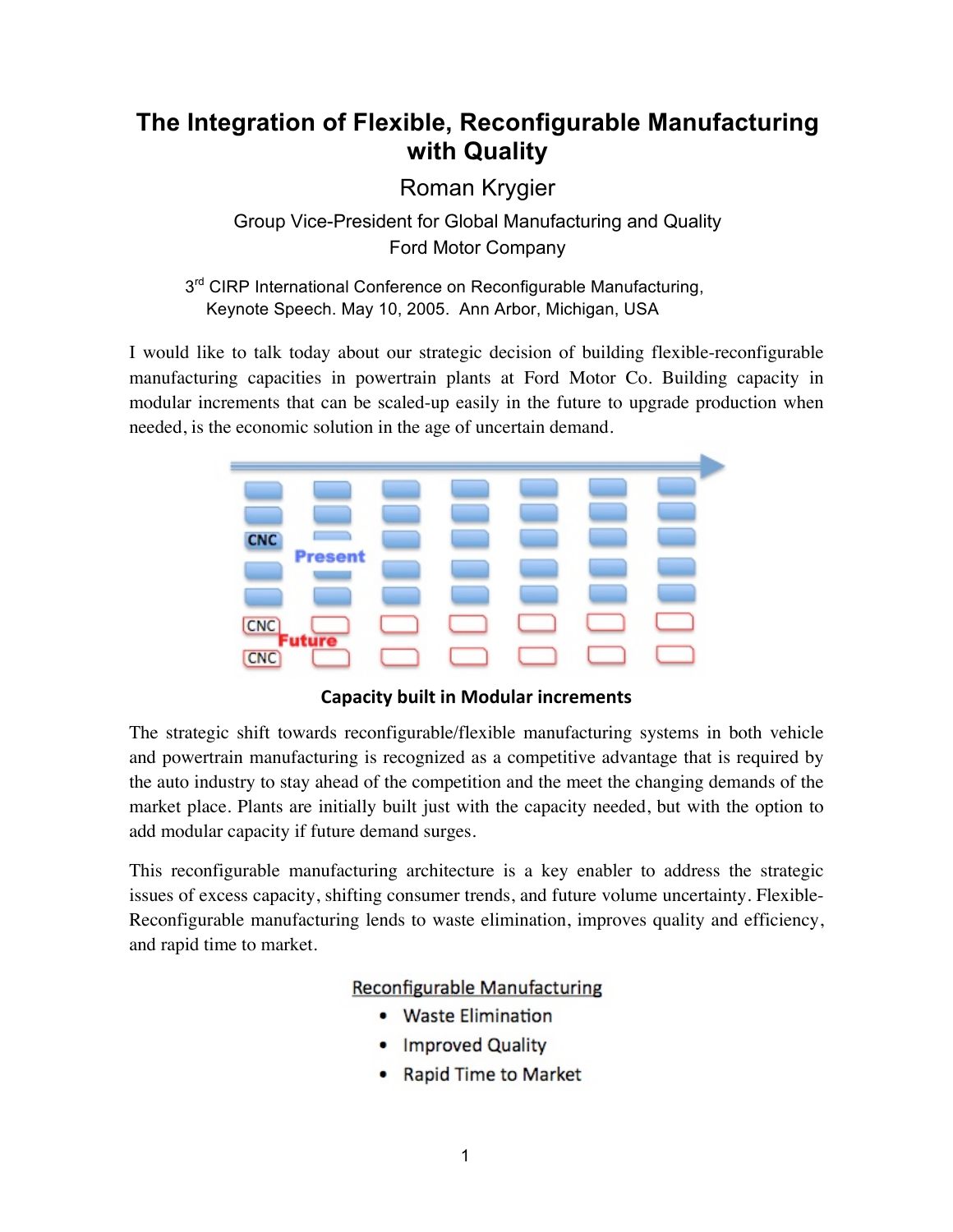# The Integration of Flexible, Reconfigurable Manufacturing with Quality

Roman Krygier

Group Vice-President for Global Manufacturing and Quality
Ford Motor Company

3rd CIRP International Conference on Reconfigurable Manufacturing, Keynote Speech. May 10, 2005. Ann Arbor, Michigan, USA

I would like to talk today about our strategic decision of building flexible-reconfigurable manufacturing capacities in powertrain plants at Ford Motor Co. Building capacity in modular increments that can be scaled-up easily in the future to upgrade production when needed, is the economic solution in the age of uncertain demand.

**Capacity built in Modular increments**

The strategic shift towards reconfigurable/flexible manufacturing systems in both vehicle and powertrain manufacturing is recognized as a competitive advantage that is required by the auto industry to stay ahead of the competition and the meet the changing demands of the market place. Plants are initially built just with the capacity needed, but with the option to add modular capacity if future demand surges.

This reconfigurable manufacturing architecture is a key enabler to address the strategic issues of excess capacity, shifting consumer trends, and future volume uncertainty. Flexible-Reconfigurable manufacturing lends to waste elimination, improves quality and efficiency, and rapid time to market.

Reconfigurable Manufacturing

- Waste Elimination
- Improved Quality
- Rapid Time to Market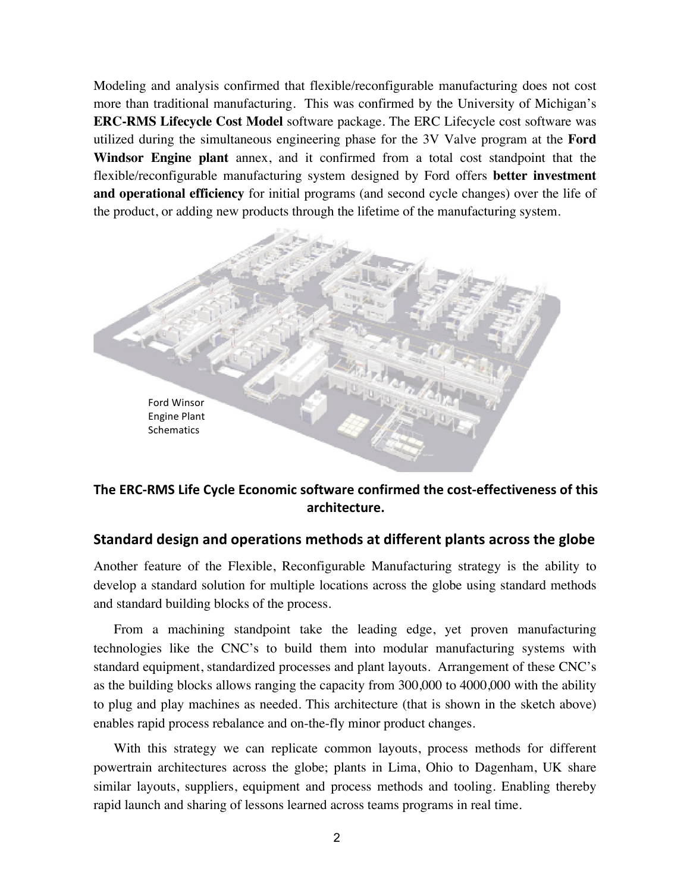Modeling and analysis confirmed that flexible/reconfigurable manufacturing does not cost more than traditional manufacturing. This was confirmed by the University of Michigan's **ERC-RMS Lifecycle Cost Model** software package. The ERC Lifecycle cost software was utilized during the simultaneous engineering phase for the 3V Valve program at the **Ford Windsor Engine plant** annex, and it confirmed from a total cost standpoint that the flexible/reconfigurable manufacturing system designed by Ford offers **better investment and operational efficiency** for initial programs (and second cycle changes) over the life of the product, or adding new products through the lifetime of the manufacturing system.

Ford Winsor Engine Plant Schematics

**The ERC-RMS Life Cycle Economic software confirmed the cost-effectiveness of this architecture.**

## Standard design and operations methods at different plants across the globe

Another feature of the Flexible, Reconfigurable Manufacturing strategy is the ability to develop a standard solution for multiple locations across the globe using standard methods and standard building blocks of the process.

From a machining standpoint take the leading edge, yet proven manufacturing technologies like the CNC's to build them into modular manufacturing systems with standard equipment, standardized processes and plant layouts. Arrangement of these CNC's as the building blocks allows ranging the capacity from 300,000 to 4000,000 with the ability to plug and play machines as needed. This architecture (that is shown in the sketch above) enables rapid process rebalance and on-the-fly minor product changes.

With this strategy we can replicate common layouts, process methods for different powertrain architectures across the globe; plants in Lima, Ohio to Dagenham, UK share similar layouts, suppliers, equipment and process methods and tooling. Enabling thereby rapid launch and sharing of lessons learned across teams programs in real time.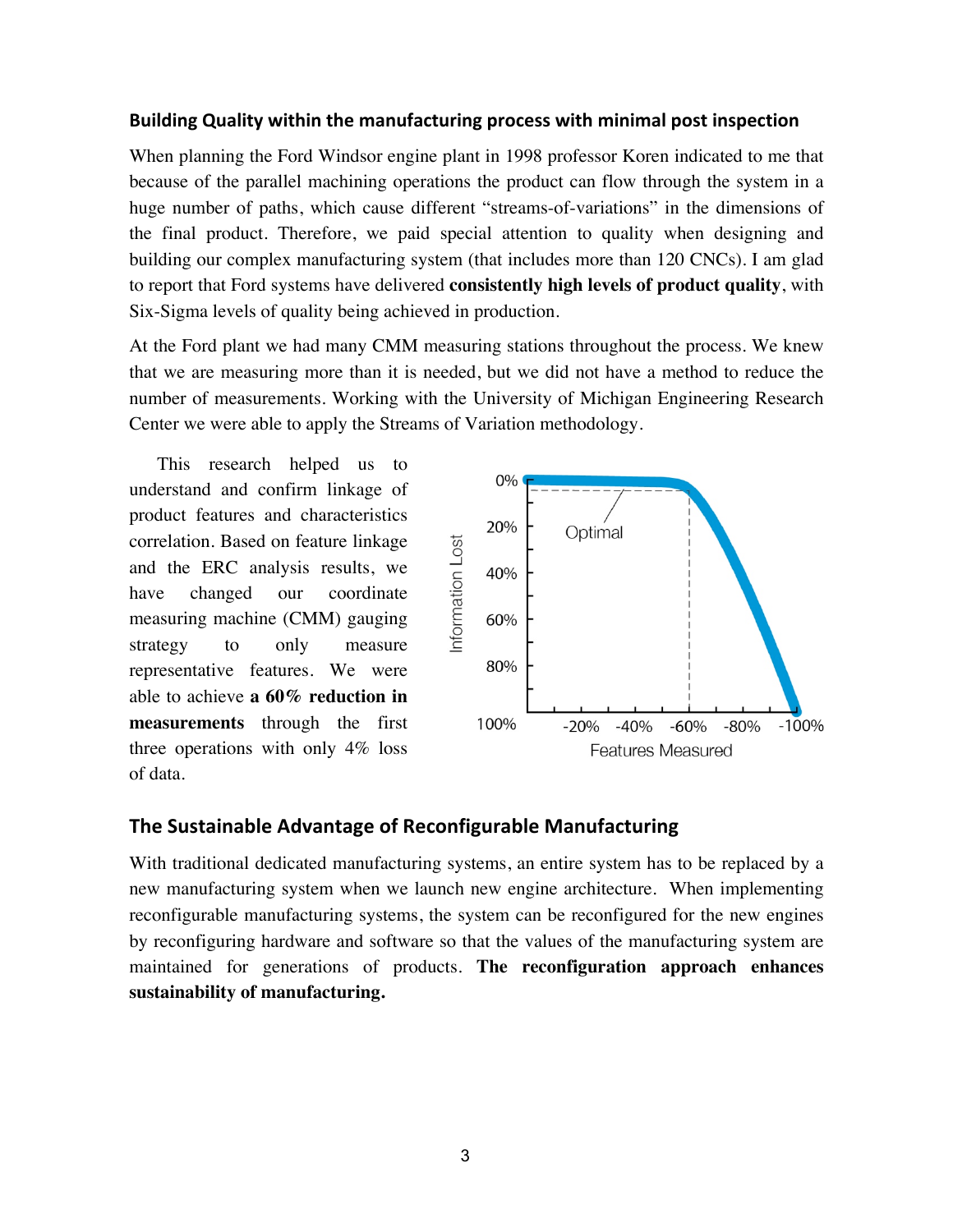### Building Quality within the manufacturing process with minimal post inspection

When planning the Ford Windsor engine plant in 1998 professor Koren indicated to me that because of the parallel machining operations the product can flow through the system in a huge number of paths, which cause different "streams-of-variations" in the dimensions of the final product. Therefore, we paid special attention to quality when designing and building our complex manufacturing system (that includes more than 120 CNCs). I am glad to report that Ford systems have delivered **consistently high levels of product quality**, with Six-Sigma levels of quality being achieved in production.

At the Ford plant we had many CMM measuring stations throughout the process. We knew that we are measuring more than it is needed, but we did not have a method to reduce the number of measurements. Working with the University of Michigan Engineering Research Center we were able to apply the Streams of Variation methodology.

This research helped us to understand and confirm linkage of product features and characteristics correlation. Based on feature linkage and the ERC analysis results, we have changed our coordinate measuring machine (CMM) gauging strategy to only measure representative features. We were able to achieve **a 60% reduction in measurements** through the first three operations with only 4% loss of data.

Information Lost
0%
20%
40%
60%
80%
100%
Optimal
-20% -40% -60% -80% -100%
Features Measured

### The Sustainable Advantage of Reconfigurable Manufacturing

With traditional dedicated manufacturing systems, an entire system has to be replaced by a new manufacturing system when we launch new engine architecture. When implementing reconfigurable manufacturing systems, the system can be reconfigured for the new engines by reconfiguring hardware and software so that the values of the manufacturing system are maintained for generations of products. **The reconfiguration approach enhances sustainability of manufacturing.**